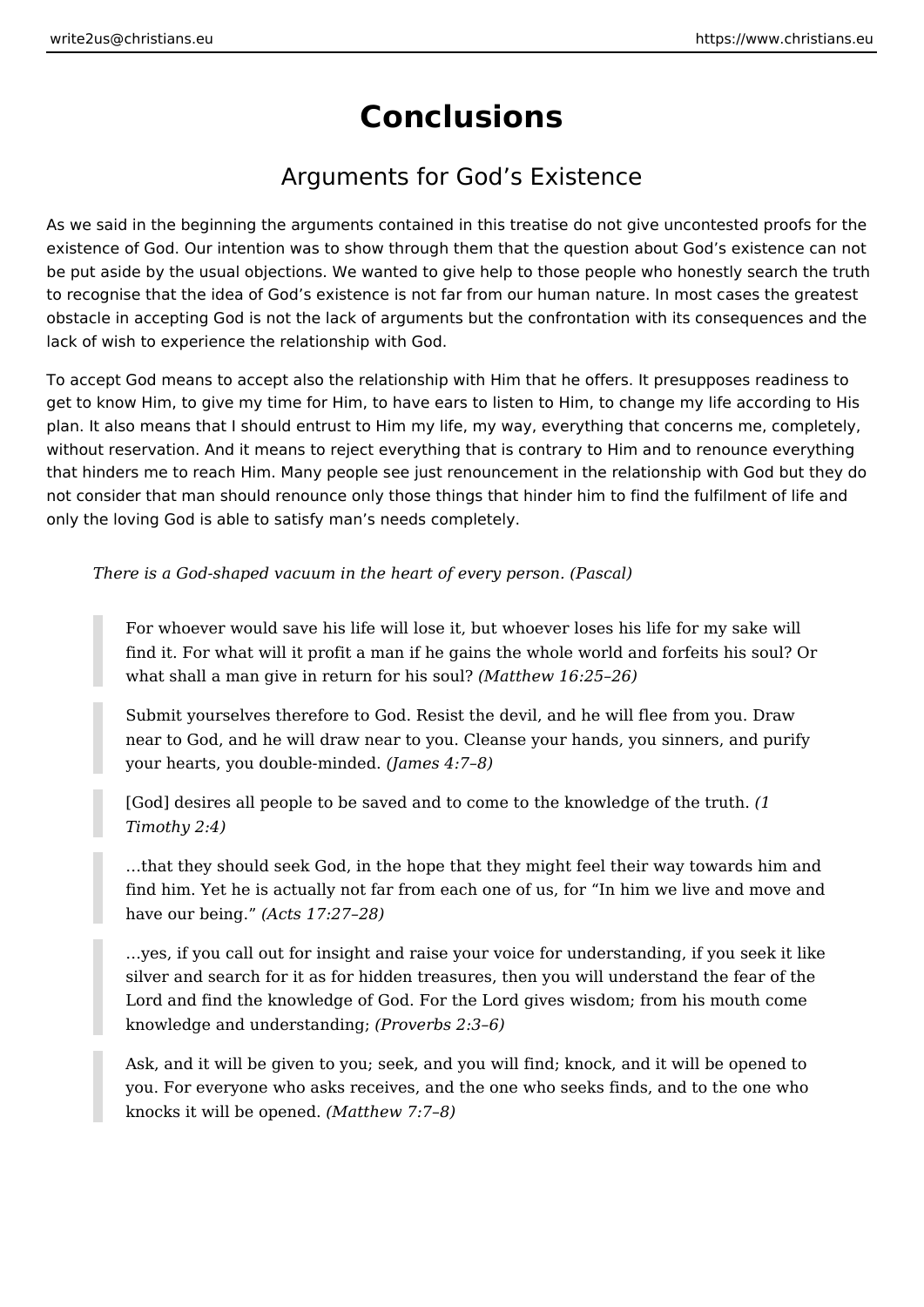# Conclusions

## Arguments for God's Existence

As we said in the beginning the arguments contained in this treatise do not give uncontested proofs for the existence of God. Our intention was to show through them that the question about God's existence can not be put aside by the usual objections. We wanted to give help to those people who honestly search the truth to recognise that the idea of God's existence is not far from our human nature. In most cases the greatest obstacle in accepting God is not the lack of arguments but the confrontation with its consequences and the lack of wish to experience the relationship with God.

To accept God means to accept also the relationship with Him that he offers. It presupposes readiness to get to know Him, to give my time for Him, to have ears to listen to Him, to change my life according to His plan. It also means that I should entrust to Him my life, my way, everything that concerns me, completely, without reservation. And it means to reject everything that is contrary to Him and to renounce everything that hinders me to reach Him. Many people see just renouncement in the relationship with God but they do not consider that man should renounce only those things that hinder him to find the fulfilment of life and only the loving God is able to satisfy man's needs completely.

*There is a God-shaped vacuum in the heart of every person. (Pascal)*

> For whoever would save his life will lose it, but whoever loses his life for my sake will find it. For what will it profit a man if he gains the whole world and forfeits his soul? Or what shall a man give in return for his soul? *(Matthew 16:25–26)*

> Submit yourselves therefore to God. Resist the devil, and he will flee from you. Draw near to God, and he will draw near to you. Cleanse your hands, you sinners, and purify your hearts, you double-minded. *(James 4:7–8)*

> [God] desires all people to be saved and to come to the knowledge of the truth. *(1 Timothy 2:4)*

> …that they should seek God, in the hope that they might feel their way towards him and find him. Yet he is actually not far from each one of us, for "In him we live and move and have our being." *(Acts 17:27–28)*

> …yes, if you call out for insight and raise your voice for understanding, if you seek it like silver and search for it as for hidden treasures, then you will understand the fear of the Lord and find the knowledge of God. For the Lord gives wisdom; from his mouth come knowledge and understanding; *(Proverbs 2:3–6)*

> Ask, and it will be given to you; seek, and you will find; knock, and it will be opened to you. For everyone who asks receives, and the one who seeks finds, and to the one who knocks it will be opened. *(Matthew 7:7–8)*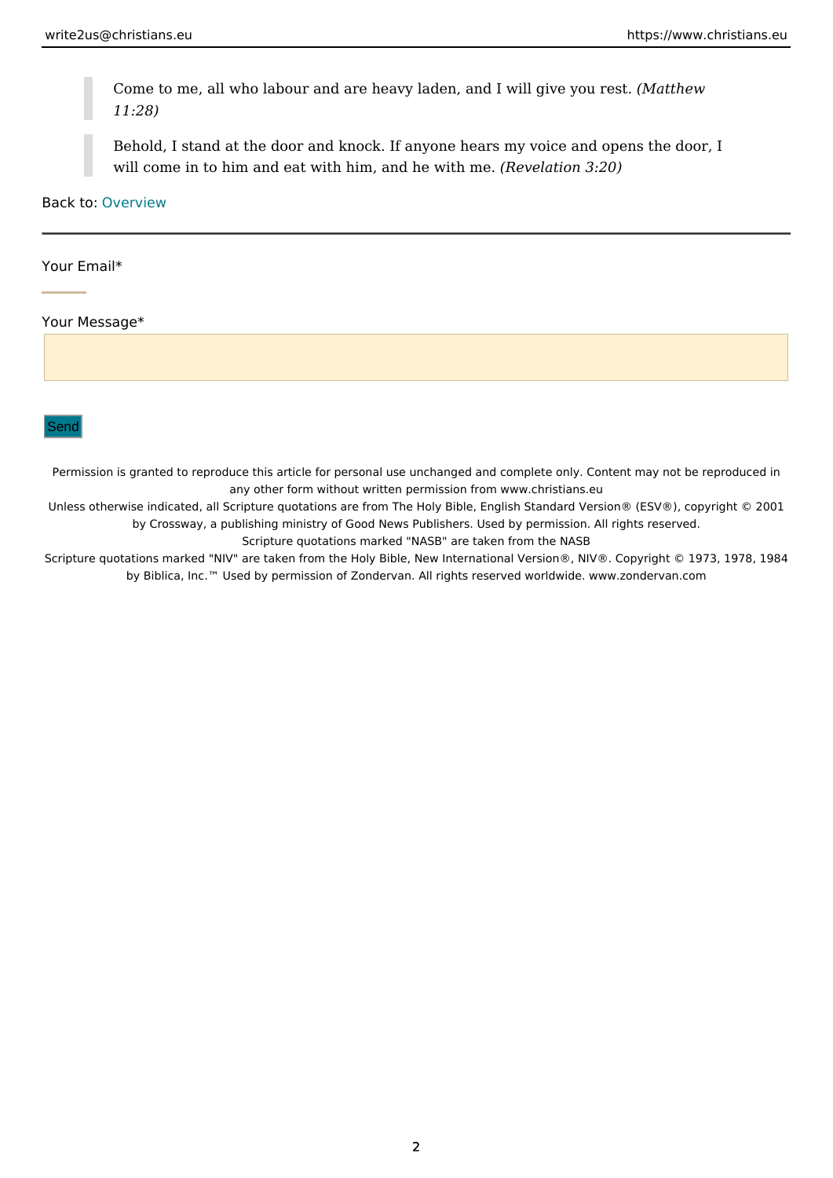> Come to me, all who labour and are heavy laden, and I will give you rest. *(Matthew 11:28)*

> Behold, I stand at the door and knock. If anyone hears my voice and opens the door, I will come in to him and eat with him, and he with me. *(Revelation 3:20)*

Back to: Overview

---

Your Email*

Your Message*

Send

Permission is granted to reproduce this article for personal use unchanged and complete only. Content may not be reproduced in any other form without written permission from www.christians.eu

Unless otherwise indicated, all Scripture quotations are from The Holy Bible, English Standard Version® (ESV®), copyright © 2001 by Crossway, a publishing ministry of Good News Publishers. Used by permission. All rights reserved.

Scripture quotations marked "NASB" are taken from the NASB

Scripture quotations marked "NIV" are taken from the Holy Bible, New International Version®, NIV®. Copyright © 1973, 1978, 1984 by Biblica, Inc.™ Used by permission of Zondervan. All rights reserved worldwide. www.zondervan.com